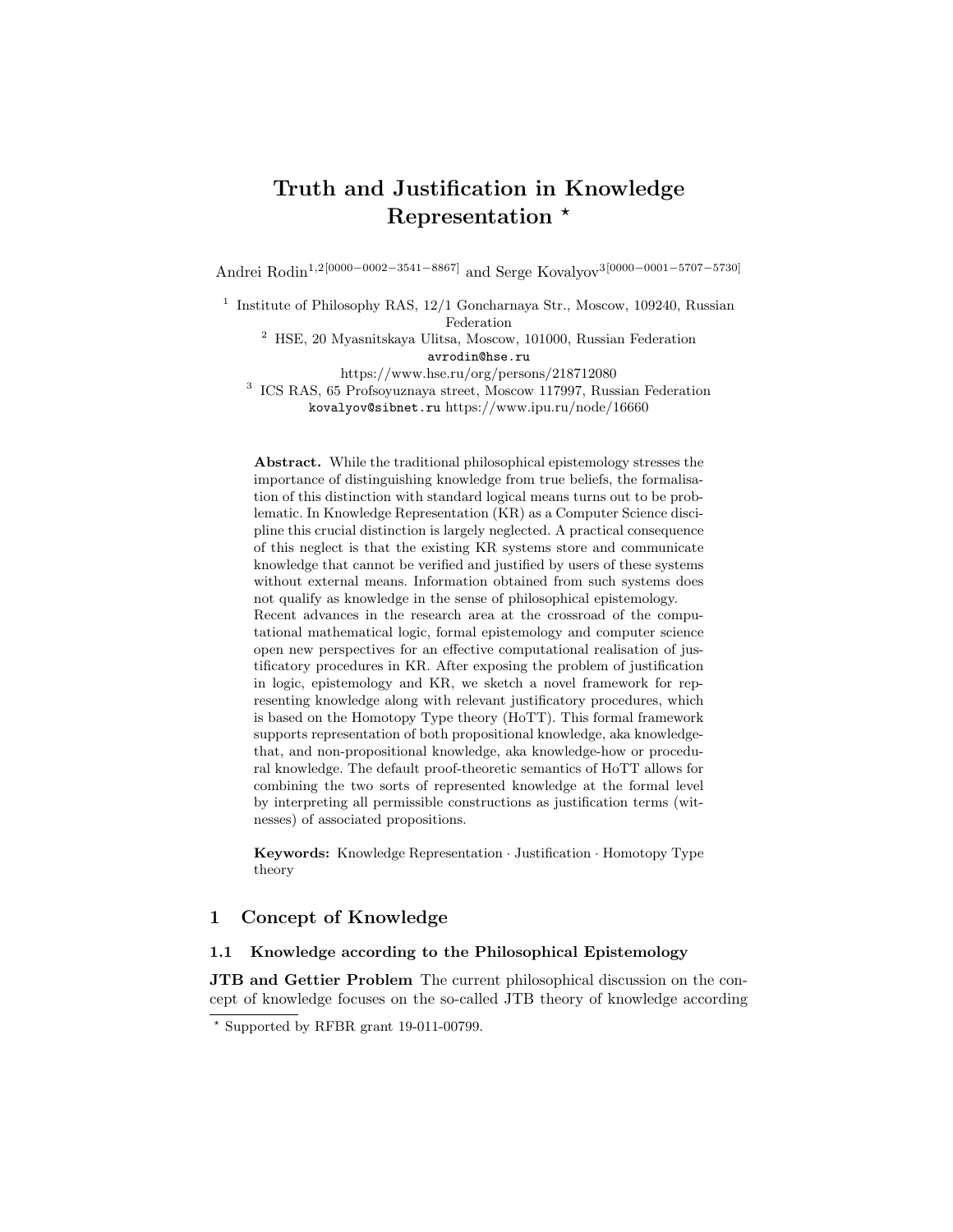# Truth and Justification in Knowledge Representation *

Andrei Rodin[1,2][0000−0002−3541−8867] and Serge Kovalyov[3][0000−0001−5707−5730]

[1] Institute of Philosophy RAS, 12/1 Goncharnaya Str., Moscow, 109240, Russian Federation

[2] HSE, 20 Myasnitskaya Ulitsa, Moscow, 101000, Russian Federation
avrodin@hse.ru
https://www.hse.ru/org/persons/218712080

[3] ICS RAS, 65 Profsoyuznaya street, Moscow 117997, Russian Federation
kovalyov@sibnet.ru https://www.ipu.ru/node/16660

**Abstract.** While the traditional philosophical epistemology stresses the importance of distinguishing knowledge from true beliefs, the formalisation of this distinction with standard logical means turns out to be problematic. In Knowledge Representation (KR) as a Computer Science discipline this crucial distinction is largely neglected. A practical consequence of this neglect is that the existing KR systems store and communicate knowledge that cannot be verified and justified by users of these systems without external means. Information obtained from such systems does not qualify as knowledge in the sense of philosophical epistemology.
Recent advances in the research area at the crossroad of the computational mathematical logic, formal epistemology and computer science open new perspectives for an effective computational realisation of justificatory procedures in KR. After exposing the problem of justification in logic, epistemology and KR, we sketch a novel framework for representing knowledge along with relevant justificatory procedures, which is based on the Homotopy Type theory (HoTT). This formal framework supports representation of both propositional knowledge, aka knowledge-that, and non-propositional knowledge, aka knowledge-how or procedural knowledge. The default proof-theoretic semantics of HoTT allows for combining the two sorts of represented knowledge at the formal level by interpreting all permissible constructions as justification terms (witnesses) of associated propositions.

**Keywords:** Knowledge Representation · Justification · Homotopy Type theory

## 1 Concept of Knowledge

### 1.1 Knowledge according to the Philosophical Epistemology

**JTB and Gettier Problem** The current philosophical discussion on the concept of knowledge focuses on the so-called JTB theory of knowledge according

* Supported by RFBR grant 19-011-00799.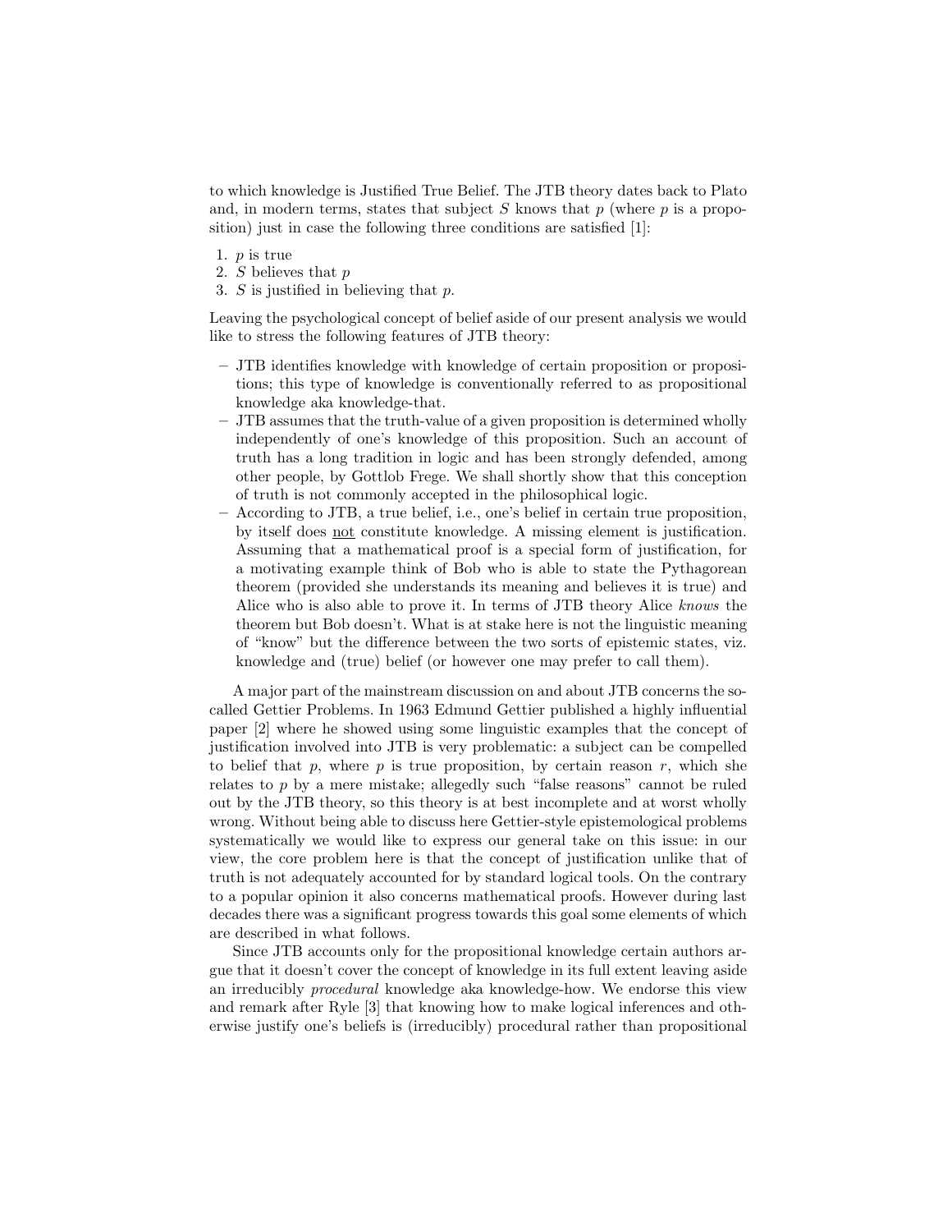to which knowledge is Justified True Belief. The JTB theory dates back to Plato and, in modern terms, states that subject $S$ knows that $p$ (where $p$ is a proposition) just in case the following three conditions are satisfied [1]:

1. $p$ is true
2. $S$ believes that $p$
3. $S$ is justified in believing that $p$.

Leaving the psychological concept of belief aside of our present analysis we would like to stress the following features of JTB theory:

– JTB identifies knowledge with knowledge of certain proposition or propositions; this type of knowledge is conventionally referred to as propositional knowledge aka knowledge-that.
– JTB assumes that the truth-value of a given proposition is determined wholly independently of one's knowledge of this proposition. Such an account of truth has a long tradition in logic and has been strongly defended, among other people, by Gottlob Frege. We shall shortly show that this conception of truth is not commonly accepted in the philosophical logic.
– According to JTB, a true belief, i.e., one's belief in certain true proposition, by itself does not constitute knowledge. A missing element is justification. Assuming that a mathematical proof is a special form of justification, for a motivating example think of Bob who is able to state the Pythagorean theorem (provided she understands its meaning and believes it is true) and Alice who is also able to prove it. In terms of JTB theory Alice *knows* the theorem but Bob doesn't. What is at stake here is not the linguistic meaning of "know" but the difference between the two sorts of epistemic states, viz. knowledge and (true) belief (or however one may prefer to call them).

A major part of the mainstream discussion on and about JTB concerns the so-called Gettier Problems. In 1963 Edmund Gettier published a highly influential paper [2] where he showed using some linguistic examples that the concept of justification involved into JTB is very problematic: a subject can be compelled to belief that $p$, where $p$ is true proposition, by certain reason $r$, which she relates to $p$ by a mere mistake; allegedly such "false reasons" cannot be ruled out by the JTB theory, so this theory is at best incomplete and at worst wholly wrong. Without being able to discuss here Gettier-style epistemological problems systematically we would like to express our general take on this issue: in our view, the core problem here is that the concept of justification unlike that of truth is not adequately accounted for by standard logical tools. On the contrary to a popular opinion it also concerns mathematical proofs. However during last decades there was a significant progress towards this goal some elements of which are described in what follows.

Since JTB accounts only for the propositional knowledge certain authors argue that it doesn't cover the concept of knowledge in its full extent leaving aside an irreducibly *procedural* knowledge aka knowledge-how. We endorse this view and remark after Ryle [3] that knowing how to make logical inferences and otherwise justify one's beliefs is (irreducibly) procedural rather than propositional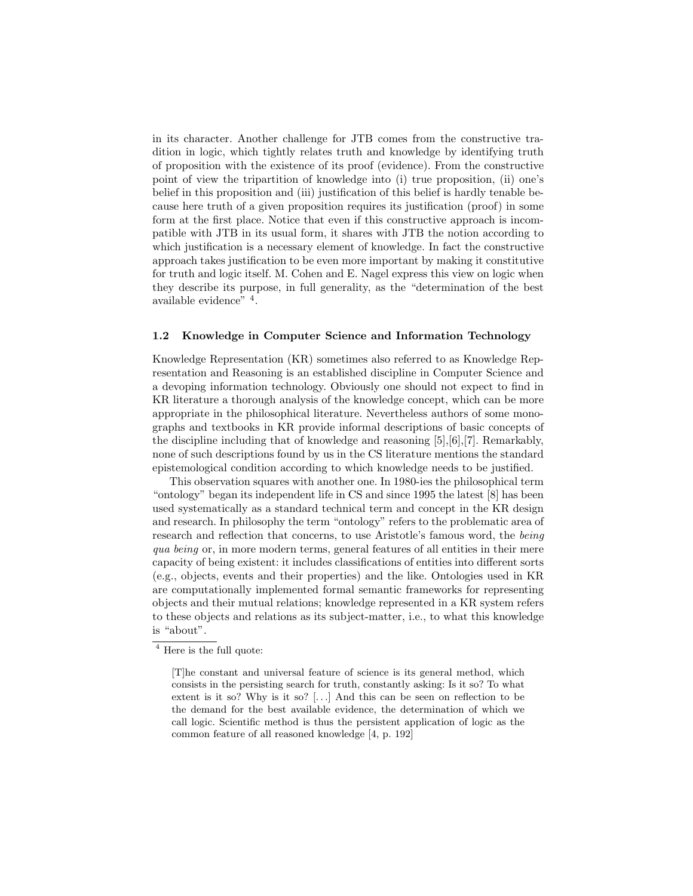in its character. Another challenge for JTB comes from the constructive tradition in logic, which tightly relates truth and knowledge by identifying truth of proposition with the existence of its proof (evidence). From the constructive point of view the tripartition of knowledge into (i) true proposition, (ii) one's belief in this proposition and (iii) justification of this belief is hardly tenable because here truth of a given proposition requires its justification (proof) in some form at the first place. Notice that even if this constructive approach is incompatible with JTB in its usual form, it shares with JTB the notion according to which justification is a necessary element of knowledge. In fact the constructive approach takes justification to be even more important by making it constitutive for truth and logic itself. M. Cohen and E. Nagel express this view on logic when they describe its purpose, in full generality, as the "determination of the best available evidence" [4].

### 1.2 Knowledge in Computer Science and Information Technology

Knowledge Representation (KR) sometimes also referred to as Knowledge Representation and Reasoning is an established discipline in Computer Science and a devoping information technology. Obviously one should not expect to find in KR literature a thorough analysis of the knowledge concept, which can be more appropriate in the philosophical literature. Nevertheless authors of some monographs and textbooks in KR provide informal descriptions of basic concepts of the discipline including that of knowledge and reasoning [5],[6],[7]. Remarkably, none of such descriptions found by us in the CS literature mentions the standard epistemological condition according to which knowledge needs to be justified.

This observation squares with another one. In 1980-ies the philosophical term "ontology" began its independent life in CS and since 1995 the latest [8] has been used systematically as a standard technical term and concept in the KR design and research. In philosophy the term "ontology" refers to the problematic area of research and reflection that concerns, to use Aristotle's famous word, the *being qua being* or, in more modern terms, general features of all entities in their mere capacity of being existent: it includes classifications of entities into different sorts (e.g., objects, events and their properties) and the like. Ontologies used in KR are computationally implemented formal semantic frameworks for representing objects and their mutual relations; knowledge represented in a KR system refers to these objects and relations as its subject-matter, i.e., to what this knowledge is "about".

---

[4] Here is the full quote:

> [T]he constant and universal feature of science is its general method, which consists in the persisting search for truth, constantly asking: Is it so? To what extent is it so? Why is it so? [...] And this can be seen on reflection to be the demand for the best available evidence, the determination of which we call logic. Scientific method is thus the persistent application of logic as the common feature of all reasoned knowledge [4, p. 192]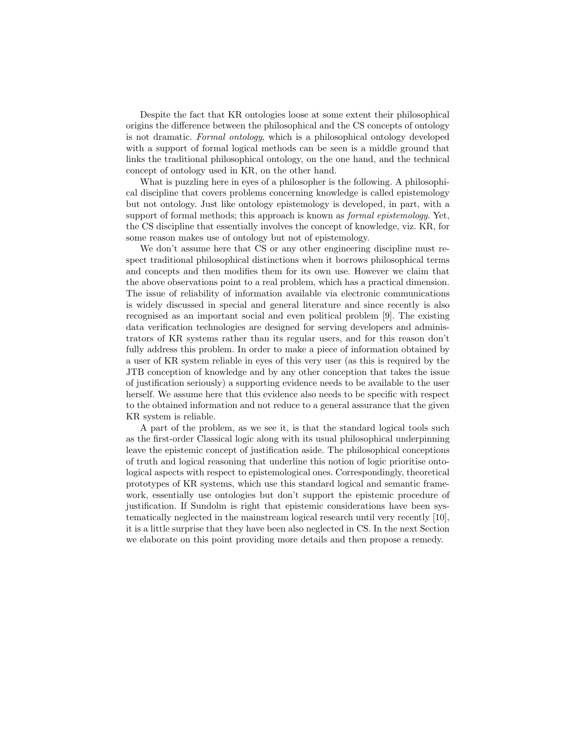Despite the fact that KR ontologies loose at some extent their philosophical origins the difference between the philosophical and the CS concepts of ontology is not dramatic. *Formal ontology*, which is a philosophical ontology developed with a support of formal logical methods can be seen is a middle ground that links the traditional philosophical ontology, on the one hand, and the technical concept of ontology used in KR, on the other hand.

What is puzzling here in eyes of a philosopher is the following. A philosophical discipline that covers problems concerning knowledge is called epistemology but not ontology. Just like ontology epistemology is developed, in part, with a support of formal methods; this approach is known as *formal epistemology*. Yet, the CS discipline that essentially involves the concept of knowledge, viz. KR, for some reason makes use of ontology but not of epistemology.

We don't assume here that CS or any other engineering discipline must respect traditional philosophical distinctions when it borrows philosophical terms and concepts and then modifies them for its own use. However we claim that the above observations point to a real problem, which has a practical dimension. The issue of reliability of information available via electronic communications is widely discussed in special and general literature and since recently is also recognised as an important social and even political problem [9]. The existing data verification technologies are designed for serving developers and administrators of KR systems rather than its regular users, and for this reason don't fully address this problem. In order to make a piece of information obtained by a user of KR system reliable in eyes of this very user (as this is required by the JTB conception of knowledge and by any other conception that takes the issue of justification seriously) a supporting evidence needs to be available to the user herself. We assume here that this evidence also needs to be specific with respect to the obtained information and not reduce to a general assurance that the given KR system is reliable.

A part of the problem, as we see it, is that the standard logical tools such as the first-order Classical logic along with its usual philosophical underpinning leave the epistemic concept of justification aside. The philosophical conceptions of truth and logical reasoning that underline this notion of logic prioritise ontological aspects with respect to epistemological ones. Correspondingly, theoretical prototypes of KR systems, which use this standard logical and semantic framework, essentially use ontologies but don't support the epistemic procedure of justification. If Sundolm is right that epistemic considerations have been systematically neglected in the mainstream logical research until very recently [10], it is a little surprise that they have been also neglected in CS. In the next Section we elaborate on this point providing more details and then propose a remedy.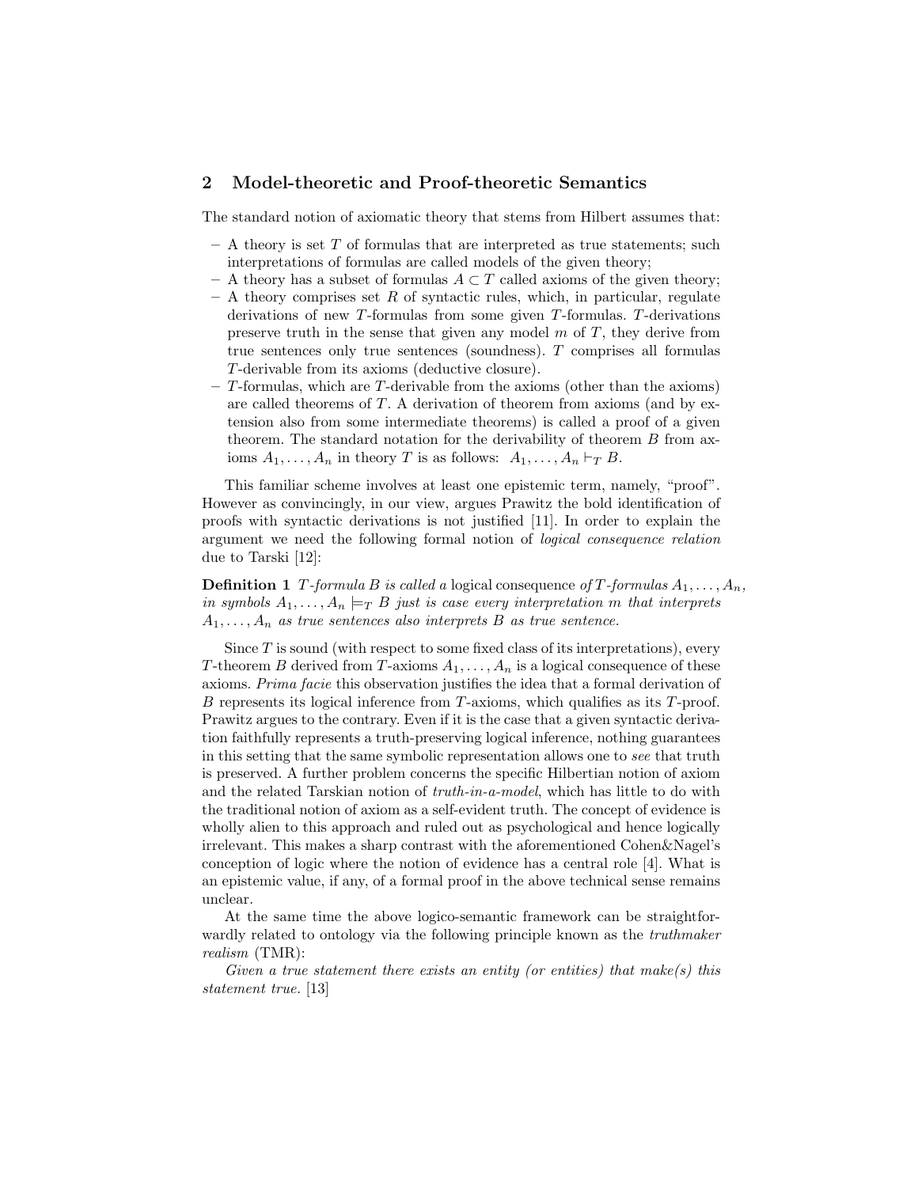## 2 Model-theoretic and Proof-theoretic Semantics

The standard notion of axiomatic theory that stems from Hilbert assumes that:

- A theory is set $T$ of formulas that are interpreted as true statements; such interpretations of formulas are called models of the given theory;
- A theory has a subset of formulas $A \subset T$ called axioms of the given theory;
- A theory comprises set $R$ of syntactic rules, which, in particular, regulate derivations of new $T$-formulas from some given $T$-formulas. $T$-derivations preserve truth in the sense that given any model $m$ of $T$, they derive from true sentences only true sentences (soundness). $T$ comprises all formulas $T$-derivable from its axioms (deductive closure).
- $T$-formulas, which are $T$-derivable from the axioms (other than the axioms) are called theorems of $T$. A derivation of theorem from axioms (and by extension also from some intermediate theorems) is called a proof of a given theorem. The standard notation for the derivability of theorem $B$ from axioms $A_1, \ldots, A_n$ in theory $T$ is as follows: $A_1, \ldots, A_n \vdash_T B$.

This familiar scheme involves at least one epistemic term, namely, "proof". However as convincingly, in our view, argues Prawitz the bold identification of proofs with syntactic derivations is not justified [11]. In order to explain the argument we need the following formal notion of *logical consequence relation* due to Tarski [12]:

**Definition 1** *$T$-formula $B$ is called a* logical consequence *of $T$-formulas $A_1, \ldots, A_n$, in symbols $A_1, \ldots, A_n \models_T B$ just is case every interpretation $m$ that interprets $A_1, \ldots, A_n$ as true sentences also interprets $B$ as true sentence.*

Since $T$ is sound (with respect to some fixed class of its interpretations), every $T$-theorem $B$ derived from $T$-axioms $A_1, \ldots, A_n$ is a logical consequence of these axioms. *Prima facie* this observation justifies the idea that a formal derivation of $B$ represents its logical inference from $T$-axioms, which qualifies as its $T$-proof. Prawitz argues to the contrary. Even if it is the case that a given syntactic derivation faithfully represents a truth-preserving logical inference, nothing guarantees in this setting that the same symbolic representation allows one to *see* that truth is preserved. A further problem concerns the specific Hilbertian notion of axiom and the related Tarskian notion of *truth-in-a-model*, which has little to do with the traditional notion of axiom as a self-evident truth. The concept of evidence is wholly alien to this approach and ruled out as psychological and hence logically irrelevant. This makes a sharp contrast with the aforementioned Cohen&Nagel's conception of logic where the notion of evidence has a central role [4]. What is an epistemic value, if any, of a formal proof in the above technical sense remains unclear.

At the same time the above logico-semantic framework can be straightforwardly related to ontology via the following principle known as the *truthmaker realism* (TMR):

*Given a true statement there exists an entity (or entities) that make(s) this statement true.* [13]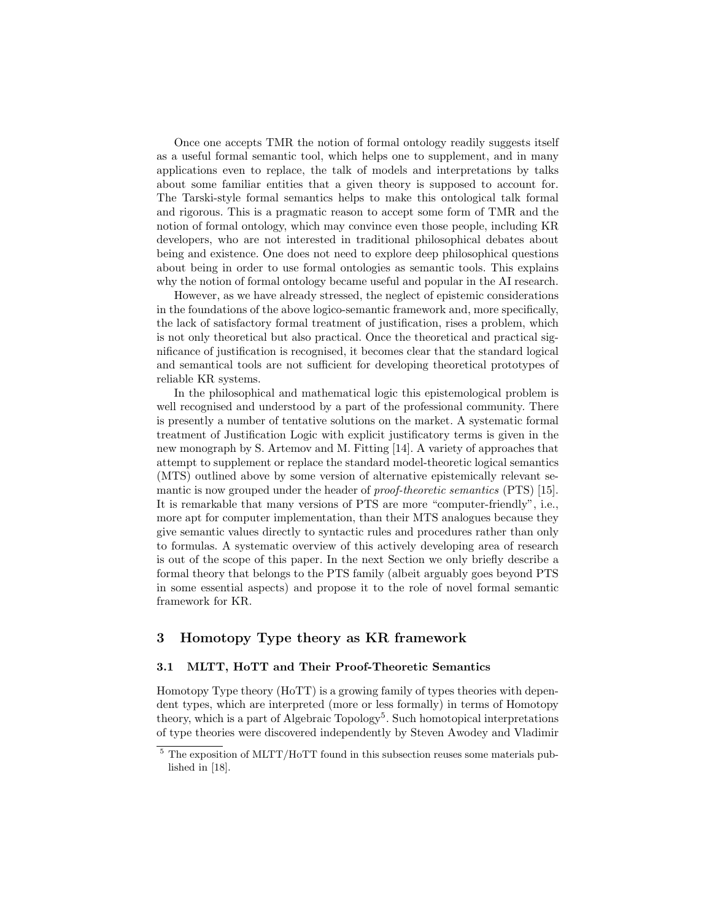Once one accepts TMR the notion of formal ontology readily suggests itself as a useful formal semantic tool, which helps one to supplement, and in many applications even to replace, the talk of models and interpretations by talks about some familiar entities that a given theory is supposed to account for. The Tarski-style formal semantics helps to make this ontological talk formal and rigorous. This is a pragmatic reason to accept some form of TMR and the notion of formal ontology, which may convince even those people, including KR developers, who are not interested in traditional philosophical debates about being and existence. One does not need to explore deep philosophical questions about being in order to use formal ontologies as semantic tools. This explains why the notion of formal ontology became useful and popular in the AI research.

However, as we have already stressed, the neglect of epistemic considerations in the foundations of the above logico-semantic framework and, more specifically, the lack of satisfactory formal treatment of justification, rises a problem, which is not only theoretical but also practical. Once the theoretical and practical significance of justification is recognised, it becomes clear that the standard logical and semantical tools are not sufficient for developing theoretical prototypes of reliable KR systems.

In the philosophical and mathematical logic this epistemological problem is well recognised and understood by a part of the professional community. There is presently a number of tentative solutions on the market. A systematic formal treatment of Justification Logic with explicit justificatory terms is given in the new monograph by S. Artemov and M. Fitting [14]. A variety of approaches that attempt to supplement or replace the standard model-theoretic logical semantics (MTS) outlined above by some version of alternative epistemically relevant semantic is now grouped under the header of *proof-theoretic semantics* (PTS) [15]. It is remarkable that many versions of PTS are more "computer-friendly", i.e., more apt for computer implementation, than their MTS analogues because they give semantic values directly to syntactic rules and procedures rather than only to formulas. A systematic overview of this actively developing area of research is out of the scope of this paper. In the next Section we only briefly describe a formal theory that belongs to the PTS family (albeit arguably goes beyond PTS in some essential aspects) and propose it to the role of novel formal semantic framework for KR.

## 3 Homotopy Type theory as KR framework

### 3.1 MLTT, HoTT and Their Proof-Theoretic Semantics

Homotopy Type theory (HoTT) is a growing family of types theories with dependent types, which are interpreted (more or less formally) in terms of Homotopy theory, which is a part of Algebraic Topology[5]. Such homotopical interpretations of type theories were discovered independently by Steven Awodey and Vladimir

[5] The exposition of MLTT/HoTT found in this subsection reuses some materials published in [18].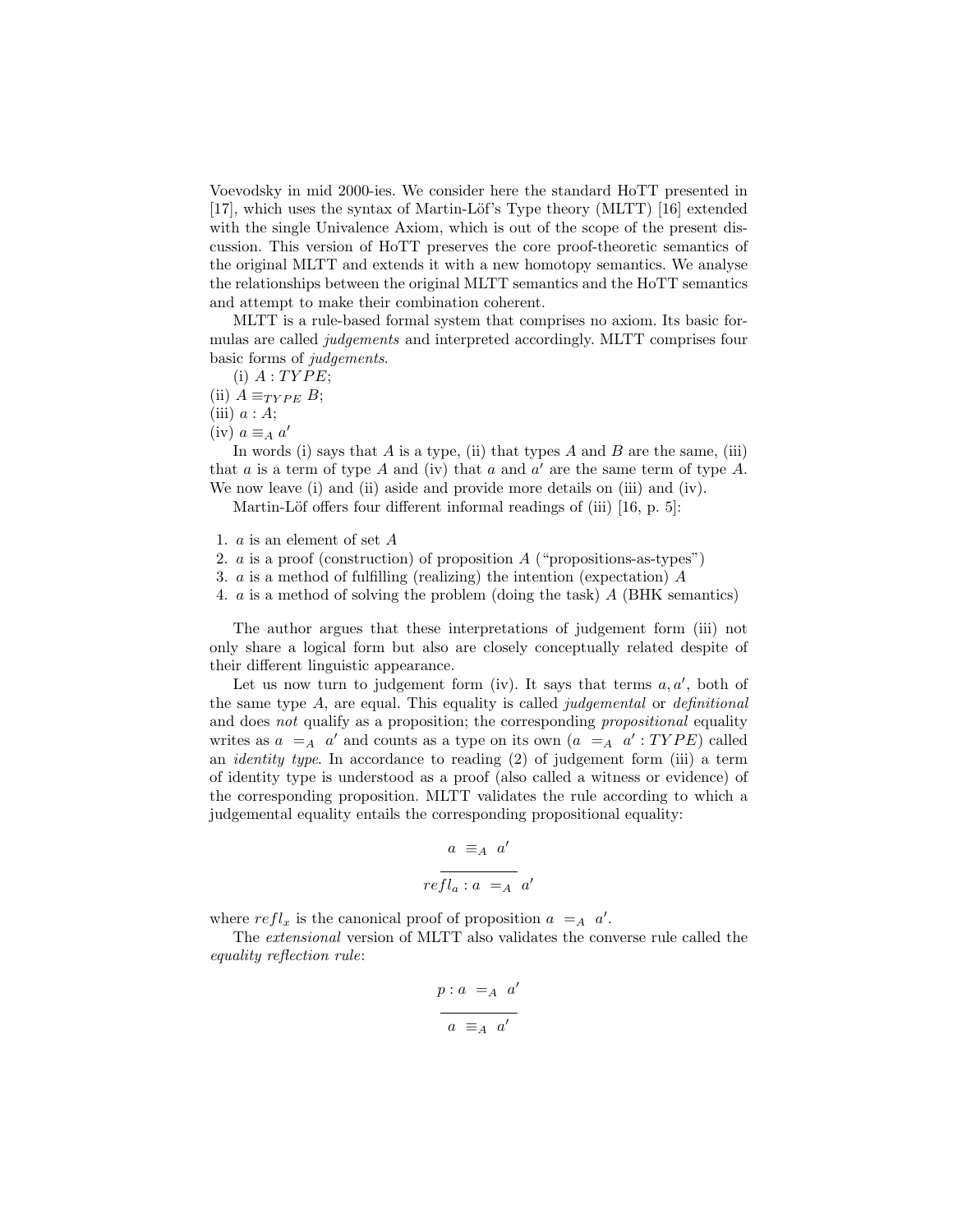Voevodsky in mid 2000-ies. We consider here the standard HoTT presented in [17], which uses the syntax of Martin-Löf's Type theory (MLTT) [16] extended with the single Univalence Axiom, which is out of the scope of the present discussion. This version of HoTT preserves the core proof-theoretic semantics of the original MLTT and extends it with a new homotopy semantics. We analyse the relationships between the original MLTT semantics and the HoTT semantics and attempt to make their combination coherent.

MLTT is a rule-based formal system that comprises no axiom. Its basic formulas are called *judgements* and interpreted accordingly. MLTT comprises four basic forms of *judgements*.

(i) $A : TYPE$;
(ii) $A \equiv_{TYPE} B$;
(iii) $a : A$;
(iv) $a \equiv_A a'$

In words (i) says that $A$ is a type, (ii) that types $A$ and $B$ are the same, (iii) that $a$ is a term of type $A$ and (iv) that $a$ and $a'$ are the same term of type $A$. We now leave (i) and (ii) aside and provide more details on (iii) and (iv).

Martin-Löf offers four different informal readings of (iii) [16, p. 5]:

1. $a$ is an element of set $A$
2. $a$ is a proof (construction) of proposition $A$ ("propositions-as-types")
3. $a$ is a method of fulfilling (realizing) the intention (expectation) $A$
4. $a$ is a method of solving the problem (doing the task) $A$ (BHK semantics)

The author argues that these interpretations of judgement form (iii) not only share a logical form but also are closely conceptually related despite of their different linguistic appearance.

Let us now turn to judgement form (iv). It says that terms $a, a'$, both of the same type $A$, are equal. This equality is called *judgemental* or *definitional* and does *not* qualify as a proposition; the corresponding *propositional* equality writes as $a =_A a'$ and counts as a type on its own ($a =_A a' : TYPE$) called an *identity type*. In accordance to reading (2) of judgement form (iii) a term of identity type is understood as a proof (also called a witness or evidence) of the corresponding proposition. MLTT validates the rule according to which a judgemental equality entails the corresponding propositional equality:

$$\frac{a \equiv_A a'}{refl_a : a =_A a'}$$

where $refl_x$ is the canonical proof of proposition $a =_A a'$.

The *extensional* version of MLTT also validates the converse rule called the *equality reflection rule*:

$$\frac{p : a =_A a'}{a \equiv_A a'}$$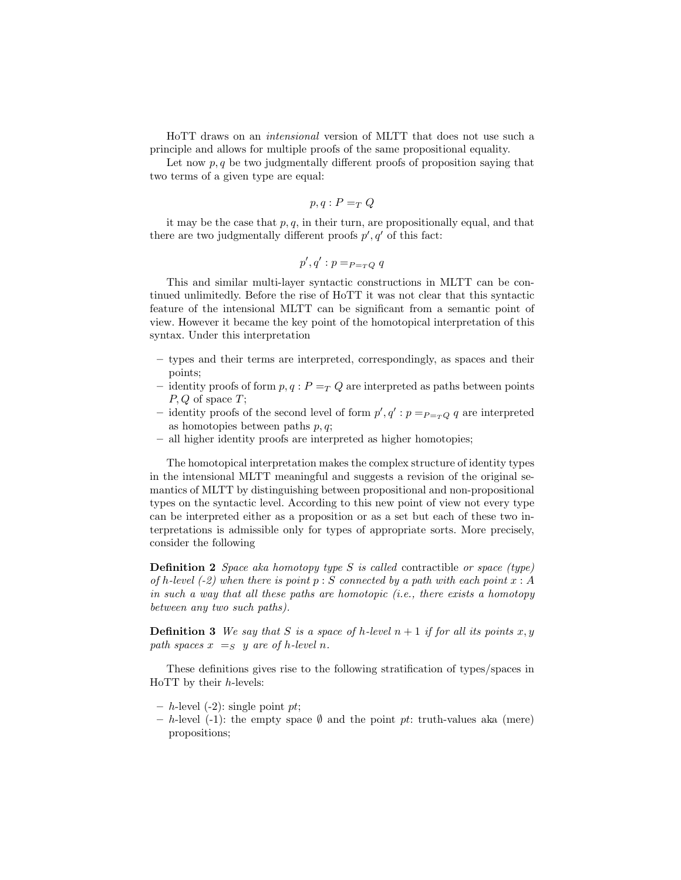HoTT draws on an *intensional* version of MLTT that does not use such a principle and allows for multiple proofs of the same propositional equality.

Let now $p, q$ be two judgmentally different proofs of proposition saying that two terms of a given type are equal:

$$p, q : P =_T Q$$

it may be the case that $p, q$, in their turn, are propositionally equal, and that there are two judgmentally different proofs $p', q'$ of this fact:

$$p', q' : p =_{P=_T Q} q$$

This and similar multi-layer syntactic constructions in MLTT can be continued unlimitedly. Before the rise of HoTT it was not clear that this syntactic feature of the intensional MLTT can be significant from a semantic point of view. However it became the key point of the homotopical interpretation of this syntax. Under this interpretation

- types and their terms are interpreted, correspondingly, as spaces and their points;
- identity proofs of form $p, q : P =_T Q$ are interpreted as paths between points $P, Q$ of space $T$;
- identity proofs of the second level of form $p', q' : p =_{P=_T Q} q$ are interpreted as homotopies between paths $p, q$;
- all higher identity proofs are interpreted as higher homotopies;

The homotopical interpretation makes the complex structure of identity types in the intensional MLTT meaningful and suggests a revision of the original semantics of MLTT by distinguishing between propositional and non-propositional types on the syntactic level. According to this new point of view not every type can be interpreted either as a proposition or as a set but each of these two interpretations is admissible only for types of appropriate sorts. More precisely, consider the following

**Definition 2** *Space aka homotopy type $S$ is called* contractible *or space (type) of h-level (-2) when there is point $p : S$ connected by a path with each point $x : A$ in such a way that all these paths are homotopic (i.e., there exists a homotopy between any two such paths).*

**Definition 3** *We say that $S$ is a space of h-level $n + 1$ if for all its points $x, y$ path spaces $x =_S y$ are of h-level $n$.*

These definitions gives rise to the following stratification of types/spaces in HoTT by their $h$-levels:

- $h$-level (-2): single point $pt$;
- $h$-level (-1): the empty space $\emptyset$ and the point $pt$: truth-values aka (mere) propositions;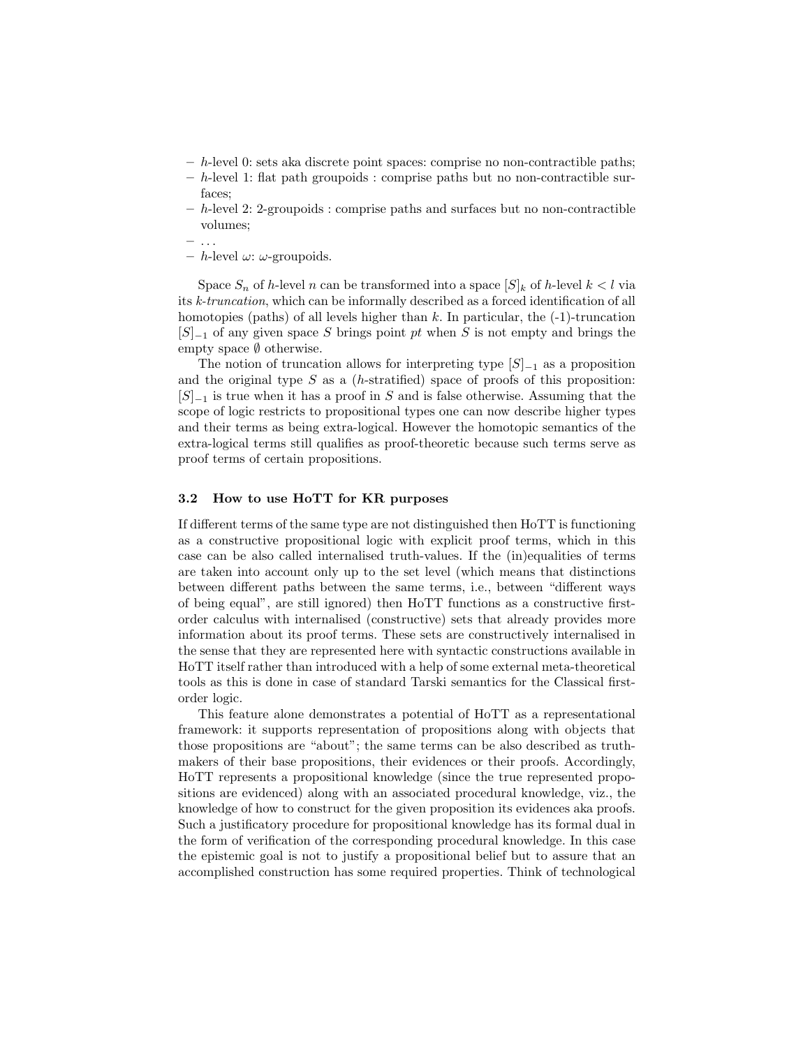- $h$-level 0: sets aka discrete point spaces: comprise no non-contractible paths;
- $h$-level 1: flat path groupoids : comprise paths but no non-contractible surfaces;
- $h$-level 2: 2-groupoids : comprise paths and surfaces but no non-contractible volumes;
- ...
- $h$-level $\omega$: $\omega$-groupoids.

Space $S_n$ of $h$-level $n$ can be transformed into a space $[S]_k$ of $h$-level $k < l$ via its *k-truncation*, which can be informally described as a forced identification of all homotopies (paths) of all levels higher than $k$. In particular, the (-1)-truncation $[S]_{-1}$ of any given space $S$ brings point $pt$ when $S$ is not empty and brings the empty space $\emptyset$ otherwise.

The notion of truncation allows for interpreting type $[S]_{-1}$ as a proposition and the original type $S$ as a ($h$-stratified) space of proofs of this proposition: $[S]_{-1}$ is true when it has a proof in $S$ and is false otherwise. Assuming that the scope of logic restricts to propositional types one can now describe higher types and their terms as being extra-logical. However the homotopic semantics of the extra-logical terms still qualifies as proof-theoretic because such terms serve as proof terms of certain propositions.

### 3.2 How to use HoTT for KR purposes

If different terms of the same type are not distinguished then HoTT is functioning as a constructive propositional logic with explicit proof terms, which in this case can be also called internalised truth-values. If the (in)equalities of terms are taken into account only up to the set level (which means that distinctions between different paths between the same terms, i.e., between "different ways of being equal", are still ignored) then HoTT functions as a constructive first-order calculus with internalised (constructive) sets that already provides more information about its proof terms. These sets are constructively internalised in the sense that they are represented here with syntactic constructions available in HoTT itself rather than introduced with a help of some external meta-theoretical tools as this is done in case of standard Tarski semantics for the Classical first-order logic.

This feature alone demonstrates a potential of HoTT as a representational framework: it supports representation of propositions along with objects that those propositions are "about"; the same terms can be also described as truth-makers of their base propositions, their evidences or their proofs. Accordingly, HoTT represents a propositional knowledge (since the true represented propositions are evidenced) along with an associated procedural knowledge, viz., the knowledge of how to construct for the given proposition its evidences aka proofs. Such a justificatory procedure for propositional knowledge has its formal dual in the form of verification of the corresponding procedural knowledge. In this case the epistemic goal is not to justify a propositional belief but to assure that an accomplished construction has some required properties. Think of technological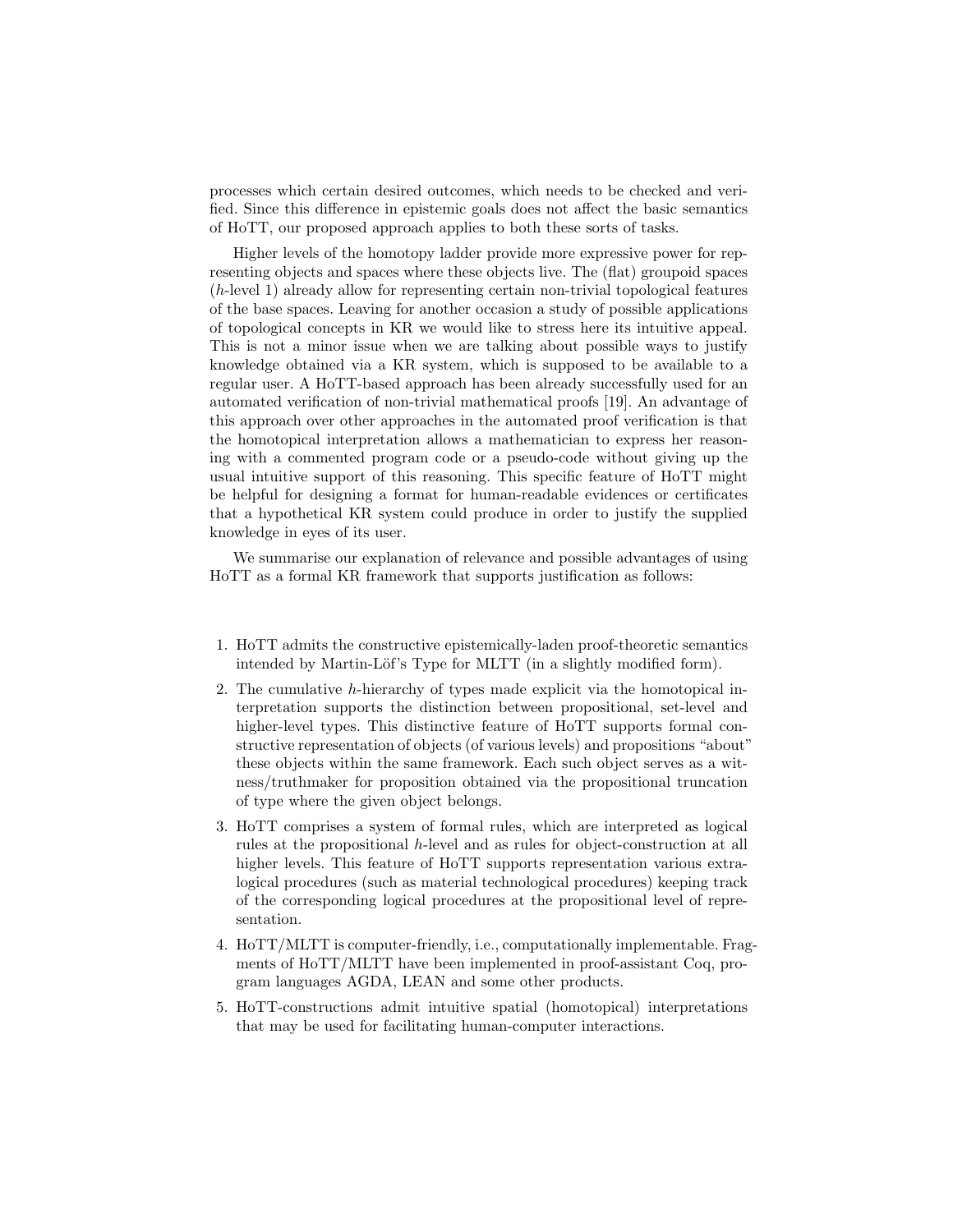processes which certain desired outcomes, which needs to be checked and verified. Since this difference in epistemic goals does not affect the basic semantics of HoTT, our proposed approach applies to both these sorts of tasks.

Higher levels of the homotopy ladder provide more expressive power for representing objects and spaces where these objects live. The (flat) groupoid spaces ($h$-level 1) already allow for representing certain non-trivial topological features of the base spaces. Leaving for another occasion a study of possible applications of topological concepts in KR we would like to stress here its intuitive appeal. This is not a minor issue when we are talking about possible ways to justify knowledge obtained via a KR system, which is supposed to be available to a regular user. A HoTT-based approach has been already successfully used for an automated verification of non-trivial mathematical proofs [19]. An advantage of this approach over other approaches in the automated proof verification is that the homotopical interpretation allows a mathematician to express her reasoning with a commented program code or a pseudo-code without giving up the usual intuitive support of this reasoning. This specific feature of HoTT might be helpful for designing a format for human-readable evidences or certificates that a hypothetical KR system could produce in order to justify the supplied knowledge in eyes of its user.

We summarise our explanation of relevance and possible advantages of using HoTT as a formal KR framework that supports justification as follows:

1. HoTT admits the constructive epistemically-laden proof-theoretic semantics intended by Martin-Löf's Type for MLTT (in a slightly modified form).
2. The cumulative $h$-hierarchy of types made explicit via the homotopical interpretation supports the distinction between propositional, set-level and higher-level types. This distinctive feature of HoTT supports formal constructive representation of objects (of various levels) and propositions "about" these objects within the same framework. Each such object serves as a witness/truthmaker for proposition obtained via the propositional truncation of type where the given object belongs.
3. HoTT comprises a system of formal rules, which are interpreted as logical rules at the propositional $h$-level and as rules for object-construction at all higher levels. This feature of HoTT supports representation various extra-logical procedures (such as material technological procedures) keeping track of the corresponding logical procedures at the propositional level of representation.
4. HoTT/MLTT is computer-friendly, i.e., computationally implementable. Fragments of HoTT/MLTT have been implemented in proof-assistant Coq, program languages AGDA, LEAN and some other products.
5. HoTT-constructions admit intuitive spatial (homotopical) interpretations that may be used for facilitating human-computer interactions.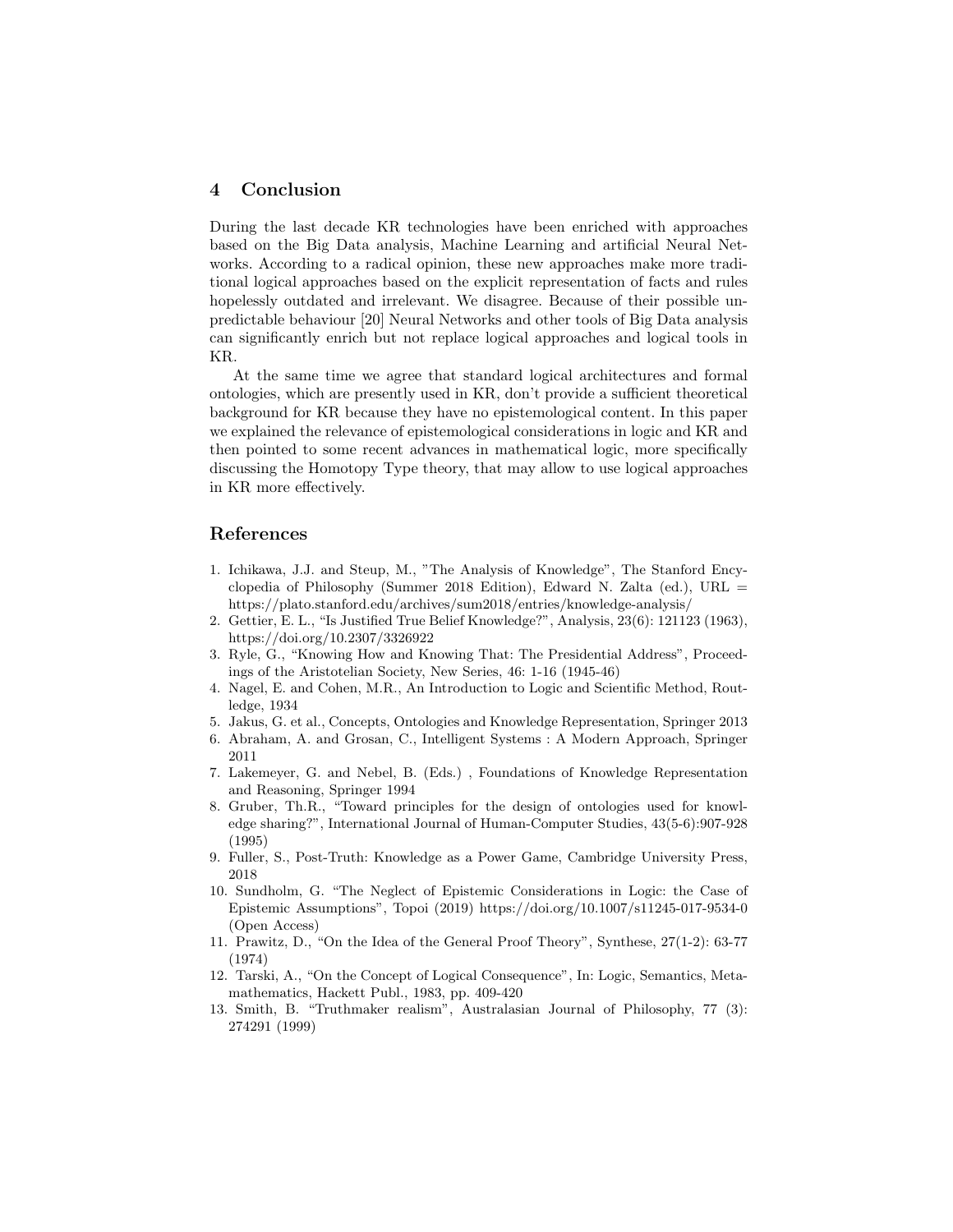## 4 Conclusion

During the last decade KR technologies have been enriched with approaches based on the Big Data analysis, Machine Learning and artificial Neural Networks. According to a radical opinion, these new approaches make more traditional logical approaches based on the explicit representation of facts and rules hopelessly outdated and irrelevant. We disagree. Because of their possible unpredictable behaviour [20] Neural Networks and other tools of Big Data analysis can significantly enrich but not replace logical approaches and logical tools in KR.

At the same time we agree that standard logical architectures and formal ontologies, which are presently used in KR, don't provide a sufficient theoretical background for KR because they have no epistemological content. In this paper we explained the relevance of epistemological considerations in logic and KR and then pointed to some recent advances in mathematical logic, more specifically discussing the Homotopy Type theory, that may allow to use logical approaches in KR more effectively.

## References

1. Ichikawa, J.J. and Steup, M., "The Analysis of Knowledge", The Stanford Encyclopedia of Philosophy (Summer 2018 Edition), Edward N. Zalta (ed.), URL = https://plato.stanford.edu/archives/sum2018/entries/knowledge-analysis/
2. Gettier, E. L., "Is Justified True Belief Knowledge?", Analysis, 23(6): 121123 (1963), https://doi.org/10.2307/3326922
3. Ryle, G., "Knowing How and Knowing That: The Presidential Address", Proceedings of the Aristotelian Society, New Series, 46: 1-16 (1945-46)
4. Nagel, E. and Cohen, M.R., An Introduction to Logic and Scientific Method, Routledge, 1934
5. Jakus, G. et al., Concepts, Ontologies and Knowledge Representation, Springer 2013
6. Abraham, A. and Grosan, C., Intelligent Systems : A Modern Approach, Springer 2011
7. Lakemeyer, G. and Nebel, B. (Eds.) , Foundations of Knowledge Representation and Reasoning, Springer 1994
8. Gruber, Th.R., "Toward principles for the design of ontologies used for knowledge sharing?", International Journal of Human-Computer Studies, 43(5-6):907-928 (1995)
9. Fuller, S., Post-Truth: Knowledge as a Power Game, Cambridge University Press, 2018
10. Sundholm, G. "The Neglect of Epistemic Considerations in Logic: the Case of Epistemic Assumptions", Topoi (2019) https://doi.org/10.1007/s11245-017-9534-0 (Open Access)
11. Prawitz, D., "On the Idea of the General Proof Theory", Synthese, 27(1-2): 63-77 (1974)
12. Tarski, A., "On the Concept of Logical Consequence", In: Logic, Semantics, Metamathematics, Hackett Publ., 1983, pp. 409-420
13. Smith, B. "Truthmaker realism", Australasian Journal of Philosophy, 77 (3): 274291 (1999)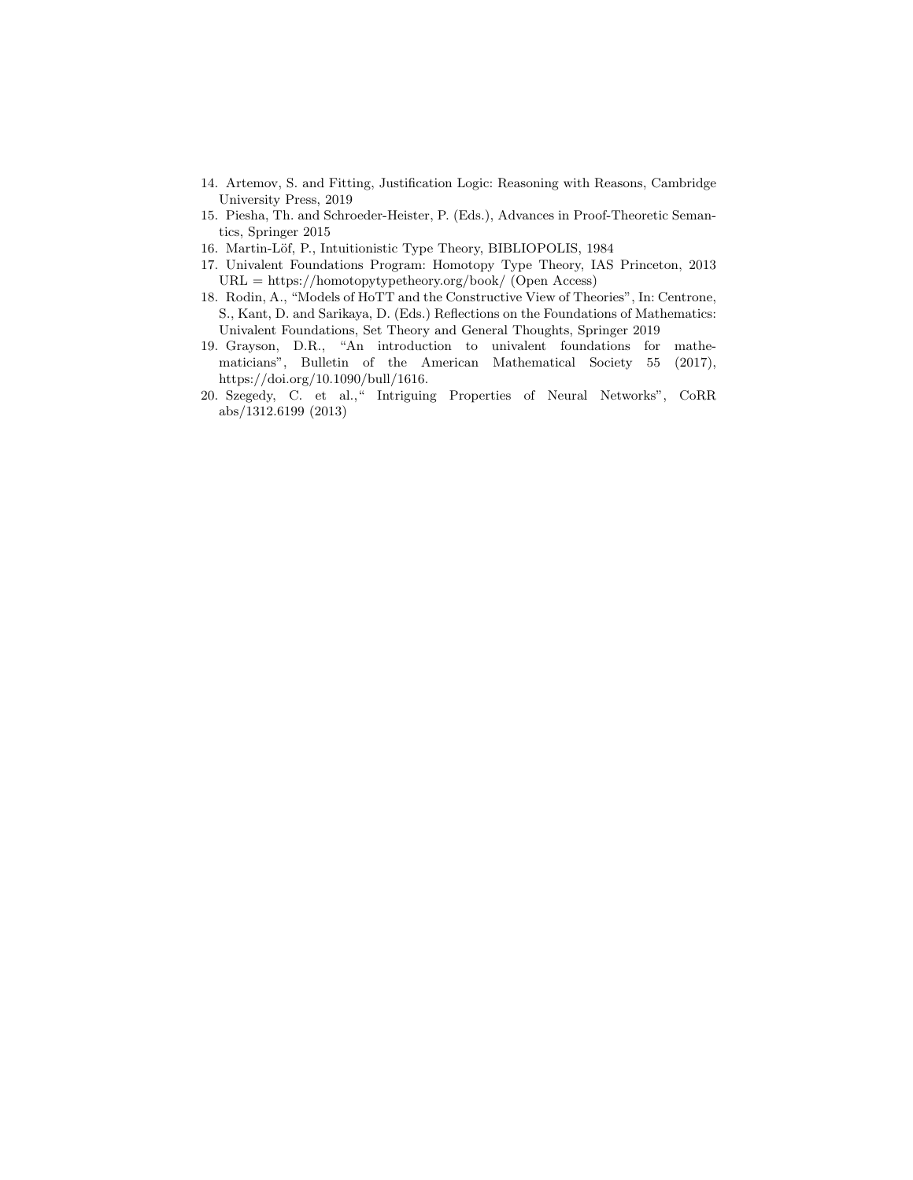14. Artemov, S. and Fitting, Justification Logic: Reasoning with Reasons, Cambridge University Press, 2019
15. Piesha, Th. and Schroeder-Heister, P. (Eds.), Advances in Proof-Theoretic Semantics, Springer 2015
16. Martin-Löf, P., Intuitionistic Type Theory, BIBLIOPOLIS, 1984
17. Univalent Foundations Program: Homotopy Type Theory, IAS Princeton, 2013 URL = https://homotopytypetheory.org/book/ (Open Access)
18. Rodin, A., "Models of HoTT and the Constructive View of Theories", In: Centrone, S., Kant, D. and Sarikaya, D. (Eds.) Reflections on the Foundations of Mathematics: Univalent Foundations, Set Theory and General Thoughts, Springer 2019
19. Grayson, D.R., "An introduction to univalent foundations for mathematicians", Bulletin of the American Mathematical Society 55 (2017), https://doi.org/10.1090/bull/1616.
20. Szegedy, C. et al.," Intriguing Properties of Neural Networks", CoRR abs/1312.6199 (2013)